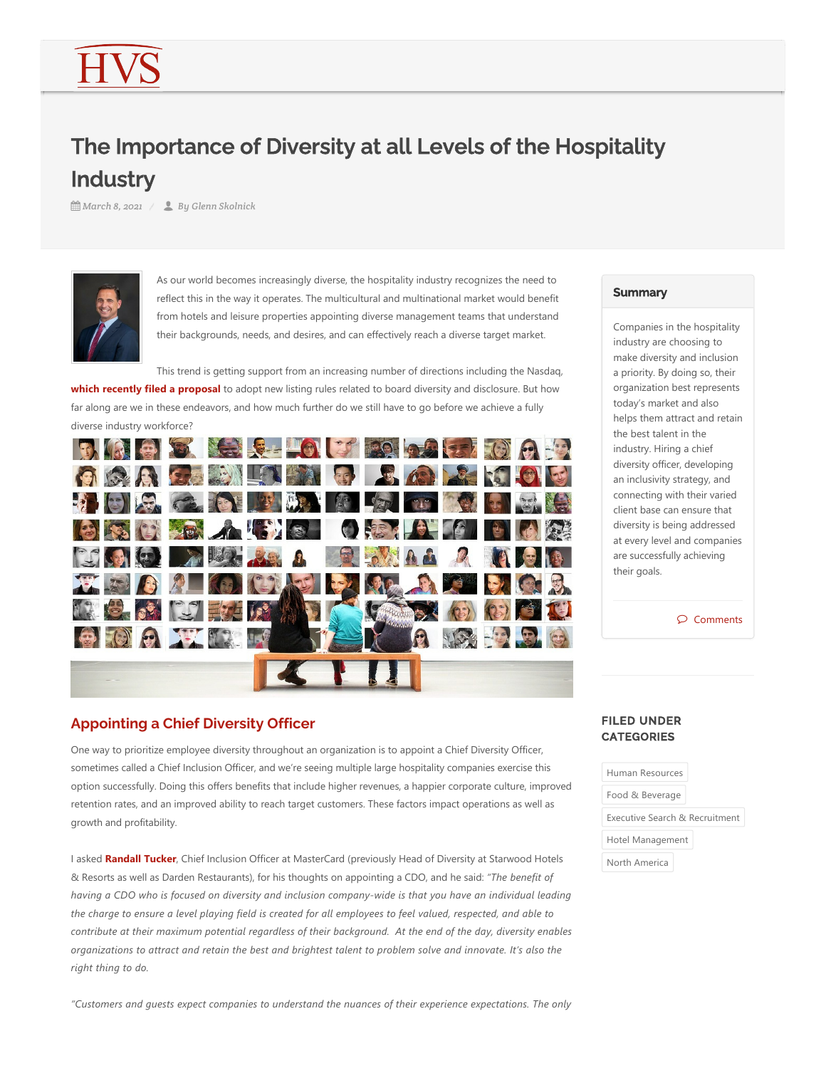# The Importance of Diversity at all Levels of the Hospitality Industry

March 8, 2021 / By Glenn Skolnick

As our world becomes increasingly diverse, the hospitality industry recognizes the need to reflect this in the way it operates. The multicultural and multinational market would benefit from hotels and leisure properties appointing diverse management teams that understand their backgrounds, needs, and desires, and can effectively reach a diverse target market.

This trend is getting support from an increasing number of directions including the Nasdaq, **which recently filed a proposal** to adopt new listing rules related to board diversity and disclosure. But how far along are we in these endeavors, and how much further do we still have to go before we achieve a fully diverse industry workforce?

## Appointing a Chief Diversity Officer

One way to prioritize employee diversity throughout an organization is to appoint a Chief Diversity Officer, sometimes called a Chief Inclusion Officer, and we're seeing multiple large hospitality companies exercise this option successfully. Doing this offers benefits that include higher revenues, a happier corporate culture, improved retention rates, and an improved ability to reach target customers. These factors impact operations as well as growth and profitability.

I asked **Randall Tucker**, Chief Inclusion Officer at MasterCard (previously Head of Diversity at Starwood Hotels & Resorts as well as Darden Restaurants), for his thoughts on appointing a CDO, and he said: *"The benefit of having a CDO who is focused on diversity and inclusion company-wide is that you have an individual leading the charge to ensure a level playing field is created for all employees to feel valued, respected, and able to contribute at their maximum potential regardless of their background. At the end of the day, diversity enables organizations to attract and retain the best and brightest talent to problem solve and innovate. It's also the right thing to do.*

*"Customers and guests expect companies to understand the nuances of their experience expectations. The only*

## Summary

Companies in the hospitality industry are choosing to make diversity and inclusion a priority. By doing so, their organization best represents today's market and also helps them attract and retain the best talent in the industry. Hiring a chief diversity officer, developing an inclusivity strategy, and connecting with their varied client base can ensure that diversity is being addressed at every level and companies are successfully achieving their goals.

Comments

## FILED UNDER CATEGORIES

- Human Resources
- Food & Beverage
- Executive Search & Recruitment
- Hotel Management
- North America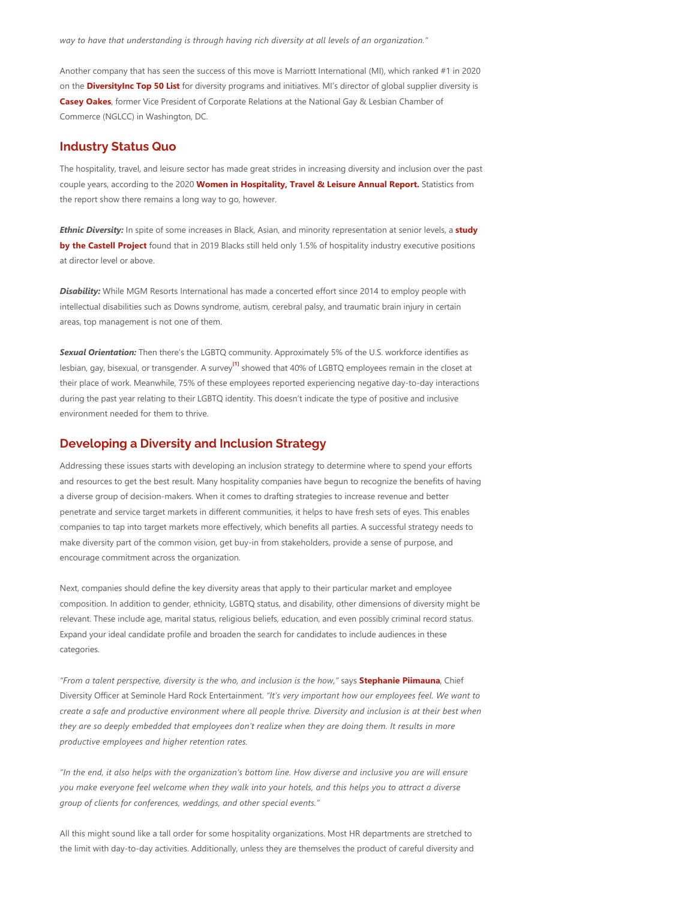*way to have that understanding is through having rich diversity at all levels of an organization."*

Another company that has seen the success of this move is Marriott International (MI), which ranked #1 in 2020 on the **DiversityInc Top 50 List** for diversity programs and initiatives. MI's director of global supplier diversity is **Casey Oakes**, former Vice President of Corporate Relations at the National Gay & Lesbian Chamber of Commerce (NGLCC) in Washington, DC.

## Industry Status Quo

The hospitality, travel, and leisure sector has made great strides in increasing diversity and inclusion over the past couple years, according to the 2020 **Women in Hospitality, Travel & Leisure Annual Report.** Statistics from the report show there remains a long way to go, however.

***Ethnic Diversity:*** In spite of some increases in Black, Asian, and minority representation at senior levels, a **study by the Castell Project** found that in 2019 Blacks still held only 1.5% of hospitality industry executive positions at director level or above.

***Disability:*** While MGM Resorts International has made a concerted effort since 2014 to employ people with intellectual disabilities such as Downs syndrome, autism, cerebral palsy, and traumatic brain injury in certain areas, top management is not one of them.

***Sexual Orientation:*** Then there's the LGBTQ community. Approximately 5% of the U.S. workforce identifies as lesbian, gay, bisexual, or transgender. A survey[1] showed that 40% of LGBTQ employees remain in the closet at their place of work. Meanwhile, 75% of these employees reported experiencing negative day-to-day interactions during the past year relating to their LGBTQ identity. This doesn't indicate the type of positive and inclusive environment needed for them to thrive.

## Developing a Diversity and Inclusion Strategy

Addressing these issues starts with developing an inclusion strategy to determine where to spend your efforts and resources to get the best result. Many hospitality companies have begun to recognize the benefits of having a diverse group of decision-makers. When it comes to drafting strategies to increase revenue and better penetrate and service target markets in different communities, it helps to have fresh sets of eyes. This enables companies to tap into target markets more effectively, which benefits all parties. A successful strategy needs to make diversity part of the common vision, get buy-in from stakeholders, provide a sense of purpose, and encourage commitment across the organization.

Next, companies should define the key diversity areas that apply to their particular market and employee composition. In addition to gender, ethnicity, LGBTQ status, and disability, other dimensions of diversity might be relevant. These include age, marital status, religious beliefs, education, and even possibly criminal record status. Expand your ideal candidate profile and broaden the search for candidates to include audiences in these categories.

*"From a talent perspective, diversity is the who, and inclusion is the how,"* says **Stephanie Piimauna**, Chief Diversity Officer at Seminole Hard Rock Entertainment. *"It's very important how our employees feel. We want to create a safe and productive environment where all people thrive. Diversity and inclusion is at their best when they are so deeply embedded that employees don't realize when they are doing them. It results in more productive employees and higher retention rates.*

*"In the end, it also helps with the organization's bottom line. How diverse and inclusive you are will ensure you make everyone feel welcome when they walk into your hotels, and this helps you to attract a diverse group of clients for conferences, weddings, and other special events."*

All this might sound like a tall order for some hospitality organizations. Most HR departments are stretched to the limit with day-to-day activities. Additionally, unless they are themselves the product of careful diversity and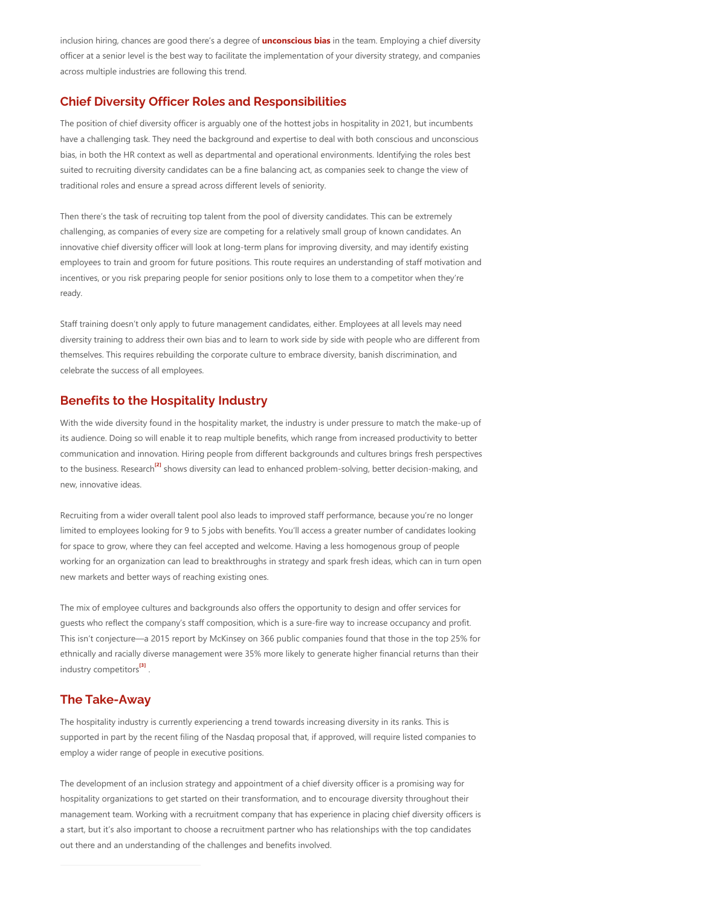inclusion hiring, chances are good there's a degree of **unconscious bias** in the team. Employing a chief diversity officer at a senior level is the best way to facilitate the implementation of your diversity strategy, and companies across multiple industries are following this trend.

## Chief Diversity Officer Roles and Responsibilities

The position of chief diversity officer is arguably one of the hottest jobs in hospitality in 2021, but incumbents have a challenging task. They need the background and expertise to deal with both conscious and unconscious bias, in both the HR context as well as departmental and operational environments. Identifying the roles best suited to recruiting diversity candidates can be a fine balancing act, as companies seek to change the view of traditional roles and ensure a spread across different levels of seniority.

Then there's the task of recruiting top talent from the pool of diversity candidates. This can be extremely challenging, as companies of every size are competing for a relatively small group of known candidates. An innovative chief diversity officer will look at long-term plans for improving diversity, and may identify existing employees to train and groom for future positions. This route requires an understanding of staff motivation and incentives, or you risk preparing people for senior positions only to lose them to a competitor when they're ready.

Staff training doesn't only apply to future management candidates, either. Employees at all levels may need diversity training to address their own bias and to learn to work side by side with people who are different from themselves. This requires rebuilding the corporate culture to embrace diversity, banish discrimination, and celebrate the success of all employees.

## Benefits to the Hospitality Industry

With the wide diversity found in the hospitality market, the industry is under pressure to match the make-up of its audience. Doing so will enable it to reap multiple benefits, which range from increased productivity to better communication and innovation. Hiring people from different backgrounds and cultures brings fresh perspectives to the business. Research[2] shows diversity can lead to enhanced problem-solving, better decision-making, and new, innovative ideas.

Recruiting from a wider overall talent pool also leads to improved staff performance, because you're no longer limited to employees looking for 9 to 5 jobs with benefits. You'll access a greater number of candidates looking for space to grow, where they can feel accepted and welcome. Having a less homogenous group of people working for an organization can lead to breakthroughs in strategy and spark fresh ideas, which can in turn open new markets and better ways of reaching existing ones.

The mix of employee cultures and backgrounds also offers the opportunity to design and offer services for guests who reflect the company's staff composition, which is a sure-fire way to increase occupancy and profit. This isn't conjecture—a 2015 report by McKinsey on 366 public companies found that those in the top 25% for ethnically and racially diverse management were 35% more likely to generate higher financial returns than their industry competitors[3] .

## The Take-Away

The hospitality industry is currently experiencing a trend towards increasing diversity in its ranks. This is supported in part by the recent filing of the Nasdaq proposal that, if approved, will require listed companies to employ a wider range of people in executive positions.

The development of an inclusion strategy and appointment of a chief diversity officer is a promising way for hospitality organizations to get started on their transformation, and to encourage diversity throughout their management team. Working with a recruitment company that has experience in placing chief diversity officers is a start, but it's also important to choose a recruitment partner who has relationships with the top candidates out there and an understanding of the challenges and benefits involved.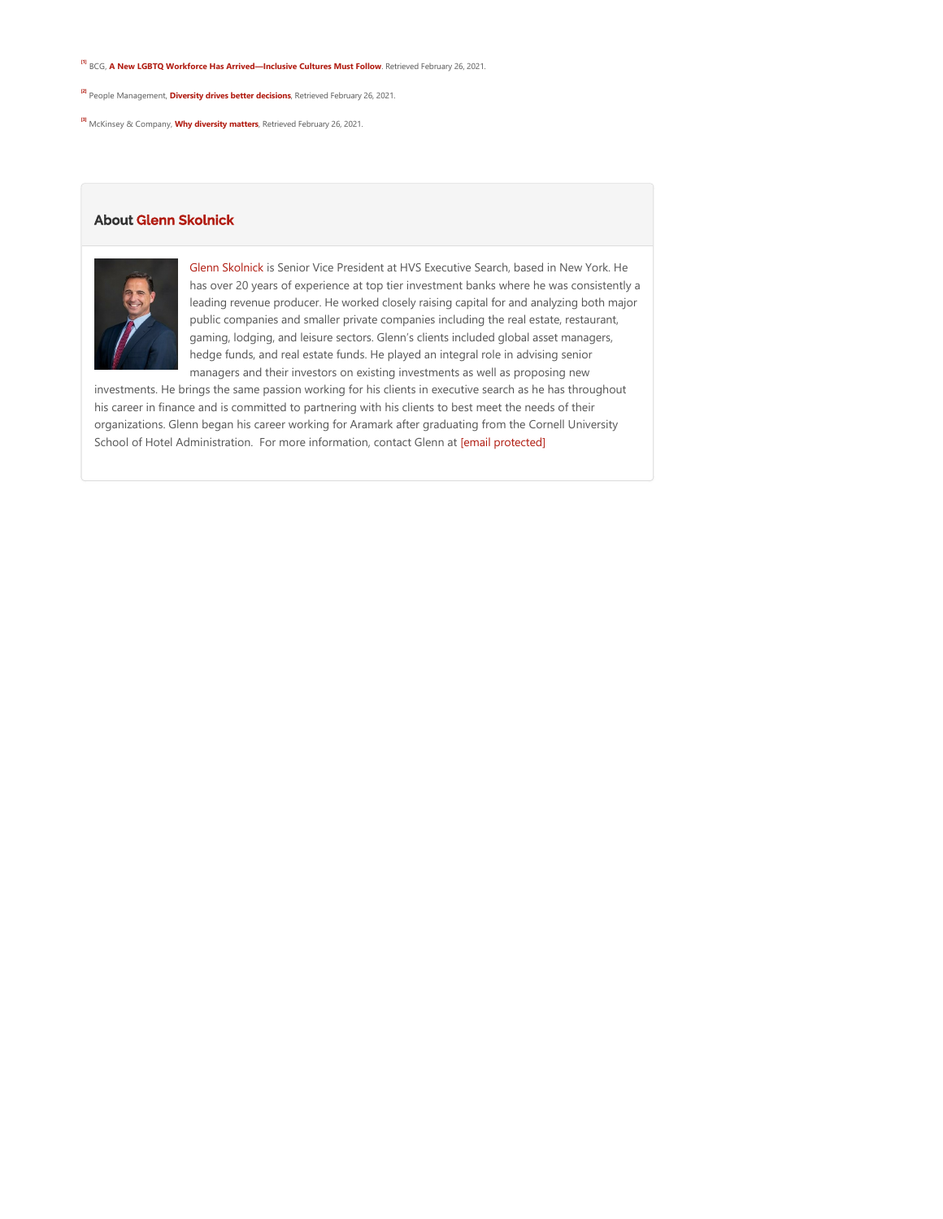[1] BCG, **A New LGBTQ Workforce Has Arrived—Inclusive Cultures Must Follow**. Retrieved February 26, 2021.

[2] People Management, **Diversity drives better decisions**, Retrieved February 26, 2021.

[3] McKinsey & Company, **Why diversity matters**, Retrieved February 26, 2021.

## About Glenn Skolnick

Glenn Skolnick is Senior Vice President at HVS Executive Search, based in New York. He has over 20 years of experience at top tier investment banks where he was consistently a leading revenue producer. He worked closely raising capital for and analyzing both major public companies and smaller private companies including the real estate, restaurant, gaming, lodging, and leisure sectors. Glenn's clients included global asset managers, hedge funds, and real estate funds. He played an integral role in advising senior managers and their investors on existing investments as well as proposing new investments. He brings the same passion working for his clients in executive search as he has throughout his career in finance and is committed to partnering with his clients to best meet the needs of their organizations. Glenn began his career working for Aramark after graduating from the Cornell University School of Hotel Administration. For more information, contact Glenn at [email protected]